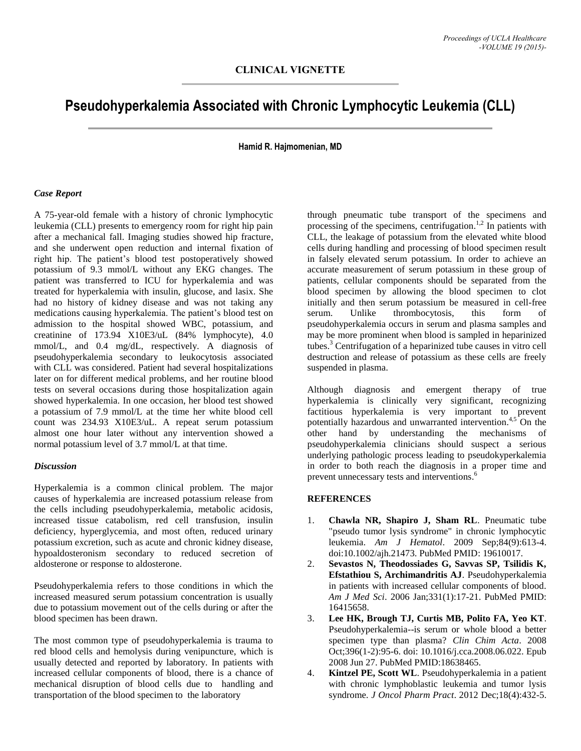CLINICAL VIGNETTE

# Pseudohyperkalemia Associated with Chronic Lymphocytic Leukemia (CLL)

**Hamid R. Hajmomenian, MD**

### *Case Report*

A 75-year-old female with a history of chronic lymphocytic leukemia (CLL) presents to emergency room for right hip pain after a mechanical fall. Imaging studies showed hip fracture, and she underwent open reduction and internal fixation of right hip. The patient's blood test postoperatively showed potassium of 9.3 mmol/L without any EKG changes. The patient was transferred to ICU for hyperkalemia and was treated for hyperkalemia with insulin, glucose, and lasix. She had no history of kidney disease and was not taking any medications causing hyperkalemia. The patient's blood test on admission to the hospital showed WBC, potassium, and creatinine of 173.94 X10E3/uL (84% lymphocyte), 4.0 mmol/L, and 0.4 mg/dL, respectively. A diagnosis of pseudohyperkalemia secondary to leukocytosis associated with CLL was considered. Patient had several hospitalizations later on for different medical problems, and her routine blood tests on several occasions during those hospitalization again showed hyperkalemia. In one occasion, her blood test showed a potassium of 7.9 mmol/L at the time her white blood cell count was 234.93 X10E3/uL. A repeat serum potassium almost one hour later without any intervention showed a normal potassium level of 3.7 mmol/L at that time.

### *Discussion*

Hyperkalemia is a common clinical problem. The major causes of hyperkalemia are increased potassium release from the cells including pseudohyperkalemia, metabolic acidosis, increased tissue catabolism, red cell transfusion, insulin deficiency, hyperglycemia, and most often, reduced urinary potassium excretion, such as acute and chronic kidney disease, hypoaldosteronism secondary to reduced secretion of aldosterone or response to aldosterone.

Pseudohyperkalemia refers to those conditions in which the increased measured serum potassium concentration is usually due to potassium movement out of the cells during or after the blood specimen has been drawn.

The most common type of pseudohyperkalemia is trauma to red blood cells and hemolysis during venipuncture, which is usually detected and reported by laboratory. In patients with increased cellular components of blood, there is a chance of mechanical disruption of blood cells due to handling and transportation of the blood specimen to the laboratory through pneumatic tube transport of the specimens and processing of the specimens, centrifugation.[1,2] In patients with CLL, the leakage of potassium from the elevated white blood cells during handling and processing of blood specimen result in falsely elevated serum potassium. In order to achieve an accurate measurement of serum potassium in these group of patients, cellular components should be separated from the blood specimen by allowing the blood specimen to clot initially and then serum potassium be measured in cell-free serum. Unlike thrombocytosis, this form of pseudohyperkalemia occurs in serum and plasma samples and may be more prominent when blood is sampled in heparinized tubes.[3] Centrifugation of a heparinized tube causes in vitro cell destruction and release of potassium as these cells are freely suspended in plasma.

Although diagnosis and emergent therapy of true hyperkalemia is clinically very significant, recognizing factitious hyperkalemia is very important to prevent potentially hazardous and unwarranted intervention.[4,5] On the other hand by understanding the mechanisms of pseudohyperkalemia clinicians should suspect a serious underlying pathologic process leading to pseudokyperkalemia in order to both reach the diagnosis in a proper time and prevent unnecessary tests and interventions.[6]

### REFERENCES

1. **Chawla NR, Shapiro J, Sham RL**. Pneumatic tube "pseudo tumor lysis syndrome" in chronic lymphocytic leukemia. *Am J Hematol*. 2009 Sep;84(9):613-4. doi:10.1002/ajh.21473. PubMed PMID: 19610017.
2. **Sevastos N, Theodossiades G, Savvas SP, Tsilidis K, Efstathiou S, Archimandritis AJ**. Pseudohyperkalemia in patients with increased cellular components of blood. *Am J Med Sci*. 2006 Jan;331(1):17-21. PubMed PMID: 16415658.
3. **Lee HK, Brough TJ, Curtis MB, Polito FA, Yeo KT**. Pseudohyperkalemia--is serum or whole blood a better specimen type than plasma? *Clin Chim Acta*. 2008 Oct;396(1-2):95-6. doi: 10.1016/j.cca.2008.06.022. Epub 2008 Jun 27. PubMed PMID:18638465.
4. **Kintzel PE, Scott WL**. Pseudohyperkalemia in a patient with chronic lymphoblastic leukemia and tumor lysis syndrome. *J Oncol Pharm Pract*. 2012 Dec;18(4):432-5.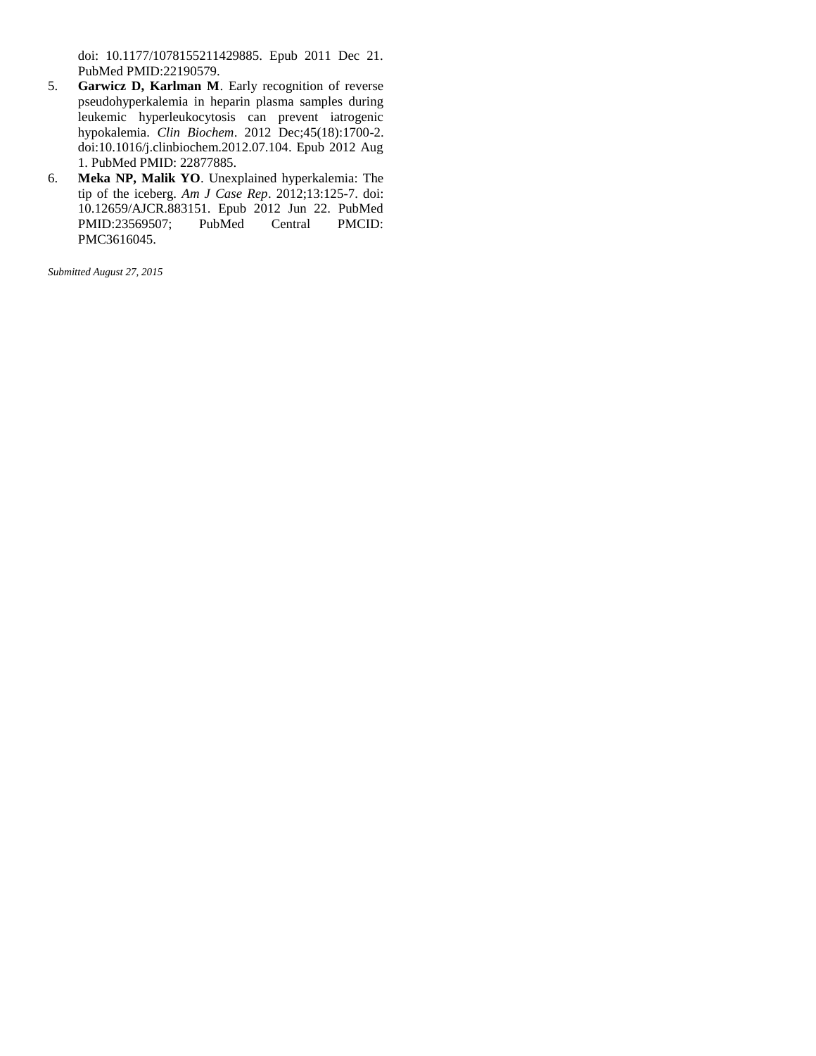doi: 10.1177/1078155211429885. Epub 2011 Dec 21. PubMed PMID:22190579.

5. **Garwicz D, Karlman M**. Early recognition of reverse pseudohyperkalemia in heparin plasma samples during leukemic hyperleukocytosis can prevent iatrogenic hypokalemia. *Clin Biochem*. 2012 Dec;45(18):1700-2. doi:10.1016/j.clinbiochem.2012.07.104. Epub 2012 Aug 1. PubMed PMID: 22877885.
6. **Meka NP, Malik YO**. Unexplained hyperkalemia: The tip of the iceberg. *Am J Case Rep*. 2012;13:125-7. doi: 10.12659/AJCR.883151. Epub 2012 Jun 22. PubMed PMID:23569507; PubMed Central PMCID: PMC3616045.

*Submitted August 27, 2015*